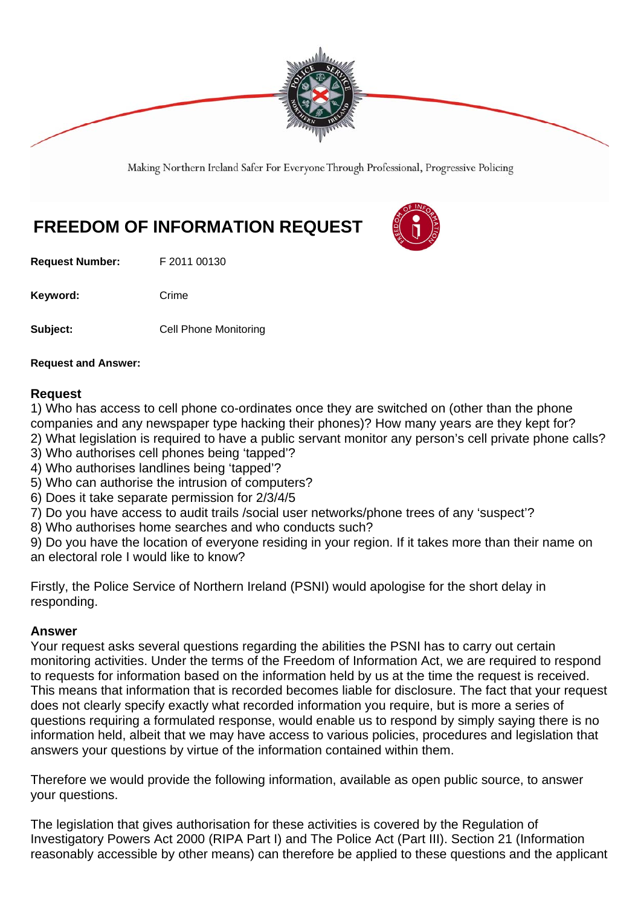Making Northern Ireland Safer For Everyone Through Professional, Progressive Policing

# FREEDOM OF INFORMATION REQUEST

**Request Number:** F 2011 00130

**Keyword:** Crime

**Subject:** Cell Phone Monitoring

**Request and Answer:**

## Request

1) Who has access to cell phone co-ordinates once they are switched on (other than the phone companies and any newspaper type hacking their phones)? How many years are they kept for?
2) What legislation is required to have a public servant monitor any person's cell private phone calls?
3) Who authorises cell phones being 'tapped'?
4) Who authorises landlines being 'tapped'?
5) Who can authorise the intrusion of computers?
6) Does it take separate permission for 2/3/4/5
7) Do you have access to audit trails /social user networks/phone trees of any 'suspect'?
8) Who authorises home searches and who conducts such?
9) Do you have the location of everyone residing in your region. If it takes more than their name on an electoral role I would like to know?

Firstly, the Police Service of Northern Ireland (PSNI) would apologise for the short delay in responding.

## Answer

Your request asks several questions regarding the abilities the PSNI has to carry out certain monitoring activities. Under the terms of the Freedom of Information Act, we are required to respond to requests for information based on the information held by us at the time the request is received. This means that information that is recorded becomes liable for disclosure. The fact that your request does not clearly specify exactly what recorded information you require, but is more a series of questions requiring a formulated response, would enable us to respond by simply saying there is no information held, albeit that we may have access to various policies, procedures and legislation that answers your questions by virtue of the information contained within them.

Therefore we would provide the following information, available as open public source, to answer your questions.

The legislation that gives authorisation for these activities is covered by the Regulation of Investigatory Powers Act 2000 (RIPA Part I) and The Police Act (Part III). Section 21 (Information reasonably accessible by other means) can therefore be applied to these questions and the applicant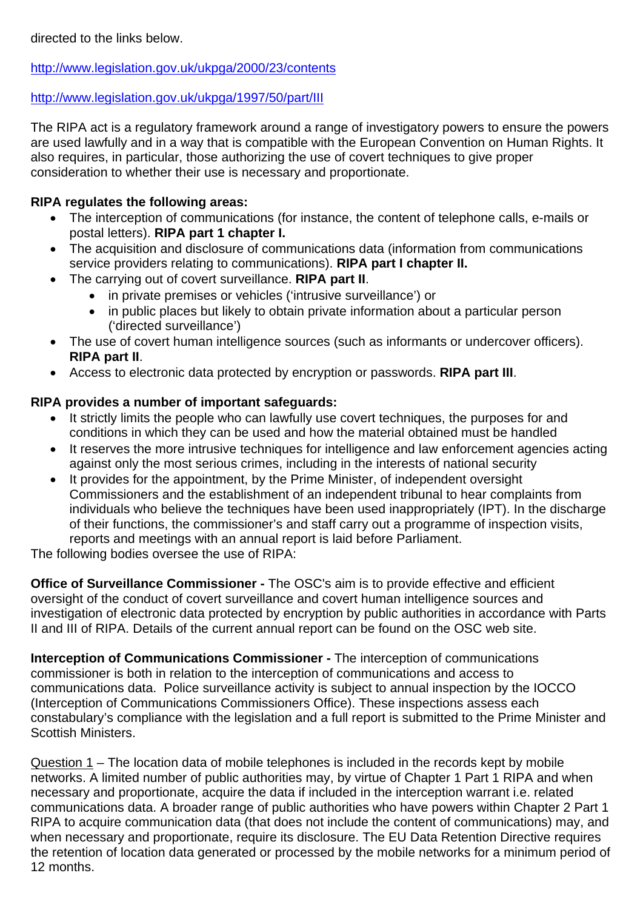directed to the links below.

http://www.legislation.gov.uk/ukpga/2000/23/contents

http://www.legislation.gov.uk/ukpga/1997/50/part/III

The RIPA act is a regulatory framework around a range of investigatory powers to ensure the powers are used lawfully and in a way that is compatible with the European Convention on Human Rights. It also requires, in particular, those authorizing the use of covert techniques to give proper consideration to whether their use is necessary and proportionate.

**RIPA regulates the following areas:**

- The interception of communications (for instance, the content of telephone calls, e-mails or postal letters). **RIPA part 1 chapter I.**
- The acquisition and disclosure of communications data (information from communications service providers relating to communications). **RIPA part I chapter II.**
- The carrying out of covert surveillance. **RIPA part II**.
    - in private premises or vehicles ('intrusive surveillance') or
    - in public places but likely to obtain private information about a particular person ('directed surveillance')
- The use of covert human intelligence sources (such as informants or undercover officers). **RIPA part II**.
- Access to electronic data protected by encryption or passwords. **RIPA part III**.

**RIPA provides a number of important safeguards:**

- It strictly limits the people who can lawfully use covert techniques, the purposes for and conditions in which they can be used and how the material obtained must be handled
- It reserves the more intrusive techniques for intelligence and law enforcement agencies acting against only the most serious crimes, including in the interests of national security
- It provides for the appointment, by the Prime Minister, of independent oversight Commissioners and the establishment of an independent tribunal to hear complaints from individuals who believe the techniques have been used inappropriately (IPT). In the discharge of their functions, the commissioner's and staff carry out a programme of inspection visits, reports and meetings with an annual report is laid before Parliament.

The following bodies oversee the use of RIPA:

**Office of Surveillance Commissioner -** The OSC's aim is to provide effective and efficient oversight of the conduct of covert surveillance and covert human intelligence sources and investigation of electronic data protected by encryption by public authorities in accordance with Parts II and III of RIPA. Details of the current annual report can be found on the OSC web site.

**Interception of Communications Commissioner -** The interception of communications commissioner is both in relation to the interception of communications and access to communications data. Police surveillance activity is subject to annual inspection by the IOCCO (Interception of Communications Commissioners Office). These inspections assess each constabulary's compliance with the legislation and a full report is submitted to the Prime Minister and Scottish Ministers.

Question 1 – The location data of mobile telephones is included in the records kept by mobile networks. A limited number of public authorities may, by virtue of Chapter 1 Part 1 RIPA and when necessary and proportionate, acquire the data if included in the interception warrant i.e. related communications data. A broader range of public authorities who have powers within Chapter 2 Part 1 RIPA to acquire communication data (that does not include the content of communications) may, and when necessary and proportionate, require its disclosure. The EU Data Retention Directive requires the retention of location data generated or processed by the mobile networks for a minimum period of 12 months.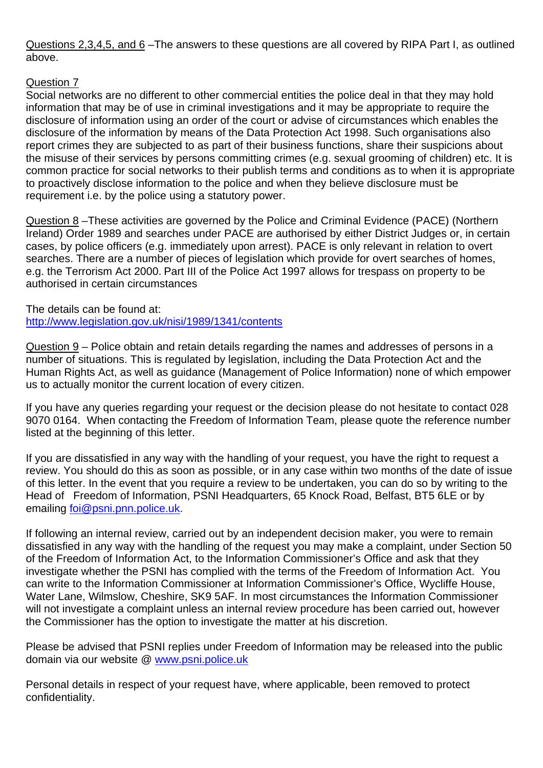Questions 2,3,4,5, and 6 –The answers to these questions are all covered by RIPA Part I, as outlined above.

Question 7
Social networks are no different to other commercial entities the police deal in that they may hold information that may be of use in criminal investigations and it may be appropriate to require the disclosure of information using an order of the court or advise of circumstances which enables the disclosure of the information by means of the Data Protection Act 1998. Such organisations also report crimes they are subjected to as part of their business functions, share their suspicions about the misuse of their services by persons committing crimes (e.g. sexual grooming of children) etc. It is common practice for social networks to their publish terms and conditions as to when it is appropriate to proactively disclose information to the police and when they believe disclosure must be requirement i.e. by the police using a statutory power.

Question 8 –These activities are governed by the Police and Criminal Evidence (PACE) (Northern Ireland) Order 1989 and searches under PACE are authorised by either District Judges or, in certain cases, by police officers (e.g. immediately upon arrest). PACE is only relevant in relation to overt searches. There are a number of pieces of legislation which provide for overt searches of homes, e.g. the Terrorism Act 2000. Part III of the Police Act 1997 allows for trespass on property to be authorised in certain circumstances

The details can be found at:
http://www.legislation.gov.uk/nisi/1989/1341/contents

Question 9 – Police obtain and retain details regarding the names and addresses of persons in a number of situations. This is regulated by legislation, including the Data Protection Act and the Human Rights Act, as well as guidance (Management of Police Information) none of which empower us to actually monitor the current location of every citizen.

If you have any queries regarding your request or the decision please do not hesitate to contact 028 9070 0164. When contacting the Freedom of Information Team, please quote the reference number listed at the beginning of this letter.

If you are dissatisfied in any way with the handling of your request, you have the right to request a review. You should do this as soon as possible, or in any case within two months of the date of issue of this letter. In the event that you require a review to be undertaken, you can do so by writing to the Head of Freedom of Information, PSNI Headquarters, 65 Knock Road, Belfast, BT5 6LE or by emailing foi@psni.pnn.police.uk.

If following an internal review, carried out by an independent decision maker, you were to remain dissatisfied in any way with the handling of the request you may make a complaint, under Section 50 of the Freedom of Information Act, to the Information Commissioner's Office and ask that they investigate whether the PSNI has complied with the terms of the Freedom of Information Act. You can write to the Information Commissioner at Information Commissioner's Office, Wycliffe House, Water Lane, Wilmslow, Cheshire, SK9 5AF. In most circumstances the Information Commissioner will not investigate a complaint unless an internal review procedure has been carried out, however the Commissioner has the option to investigate the matter at his discretion.

Please be advised that PSNI replies under Freedom of Information may be released into the public domain via our website @ www.psni.police.uk

Personal details in respect of your request have, where applicable, been removed to protect confidentiality.